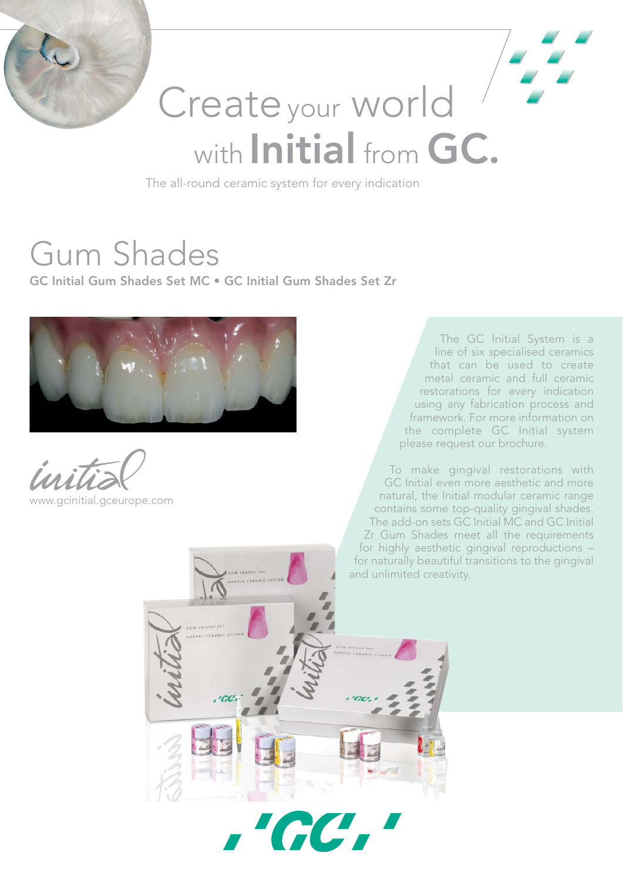# Create your world with Initial from GC.

The all-round ceramic system for every indication

## Gum Shades

**GC Initial Gum Shades Set MC • GC Initial Gum Shades Set Zr**

initial

www.gcinitial.gceurope.com

The GC Initial System is a line of six specialised ceramics that can be used to create metal ceramic and full ceramic restorations for every indication using any fabrication process and framework. For more information on the complete GC Initial system please request our brochure.

To make gingival restorations with GC Initial even more aesthetic and more natural, the Initial modular ceramic range contains some top-quality gingival shades. The add-on sets GC Initial MC and GC Initial Zr Gum Shades meet all the requirements for highly aesthetic gingival reproductions – for naturally beautiful transitions to the gingival and unlimited creativity.

GC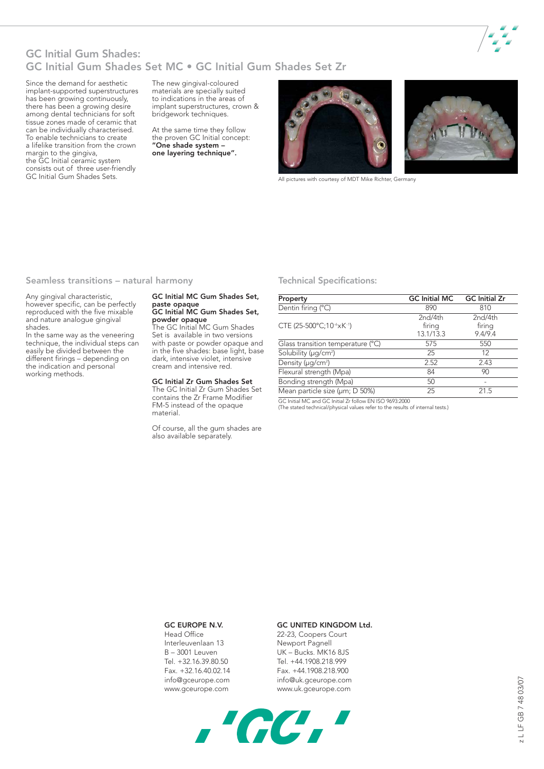## GC Initial Gum Shades:
## GC Initial Gum Shades Set MC • GC Initial Gum Shades Set Zr

Since the demand for aesthetic implant-supported superstructures has been growing continuously, there has been a growing desire among dental technicians for soft tissue zones made of ceramic that can be individually characterised. To enable technicians to create a lifelike transition from the crown margin to the gingiva, the GC Initial ceramic system consists out of three user-friendly GC Initial Gum Shades Sets.

The new gingival-coloured materials are specially suited to indications in the areas of implant superstructures, crown & bridgework techniques.

At the same time they follow the proven GC Initial concept: **"One shade system – one layering technique".**

All pictures with courtesy of MDT Mike Richter, Germany

### Seamless transitions – natural harmony

Any gingival characteristic, however specific, can be perfectly reproduced with the five mixable and nature analogue gingival shades.
In the same way as the veneering technique, the individual steps can easily be divided between the different firings – depending on the indication and personal working methods.

**GC Initial MC Gum Shades Set, paste opaque**
**GC Initial MC Gum Shades Set, powder opaque**
The GC Initial MC Gum Shades Set is available in two versions with paste or powder opaque and in the five shades: base light, base dark, intensive violet, intensive cream and intensive red.

**GC Initial Zr Gum Shades Set**
The GC Initial Zr Gum Shades Set contains the Zr Frame Modifier FM-5 instead of the opaque material.

Of course, all the gum shades are also available separately.

### Technical Specifications:

| Property | GC Initial MC | GC Initial Zr |
|---|---|---|
| Dentin firing (°C) | 890 | 810 |
| CTE (25-500°C; $10^{-6}$x$K^{-1}$) | 2nd/4th firing 13.1/13.3 | 2nd/4th firing 9.4/9.4 |
| Glass transition temperature (°C) | 575 | 550 |
| Solubility (µg/cm²) | 25 | 12 |
| Density (µg/cm³) | 2.52 | 2.43 |
| Flexural strength (Mpa) | 84 | 90 |
| Bonding strength (Mpa) | 50 | - |
| Mean particle size (µm; D 50%) | 25 | 21.5 |

GC Initial MC and GC Initial Zr follow EN ISO 9693:2000
(The stated technical/physical values refer to the results of internal tests.)

**GC EUROPE N.V.**
Head Office
Interleuvenlaan 13
B – 3001 Leuven
Tel. +32.16.39.80.50
Fax. +32.16.40.02.14
info@gceurope.com
www.gceurope.com

**GC UNITED KINGDOM Ltd.**
22-23, Coopers Court
Newport Pagnell
UK – Bucks. MK16 8JS
Tel. +44.1908.218.999
Fax. +44.1908.218.900
info@uk.gceurope.com
www.uk.gceurope.com

z L LF GB 7 48 03/07